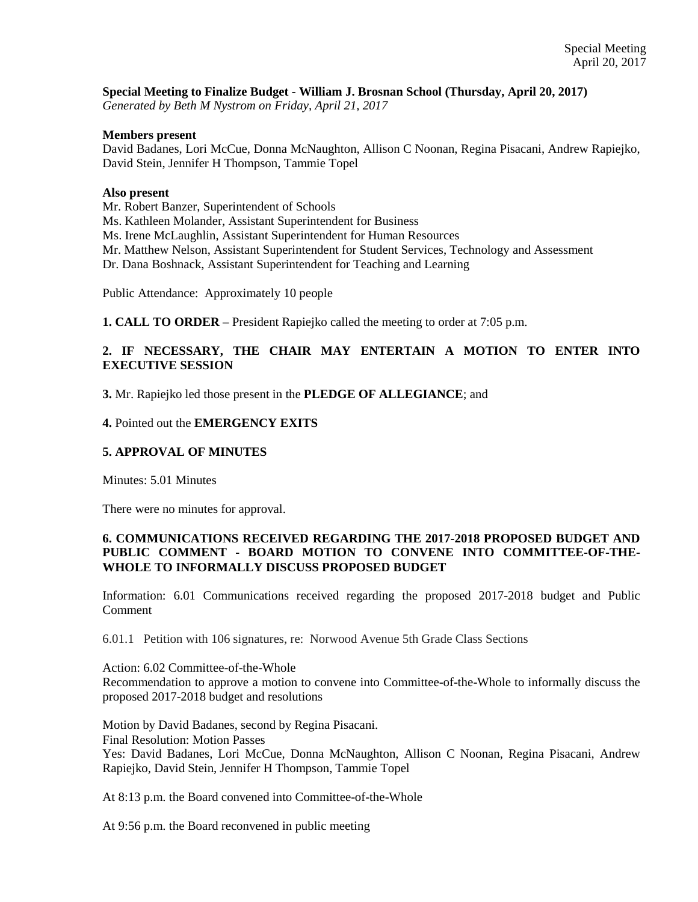**Special Meeting to Finalize Budget - William J. Brosnan School (Thursday, April 20, 2017)**
*Generated by Beth M Nystrom on Friday, April 21, 2017*

**Members present**
David Badanes, Lori McCue, Donna McNaughton, Allison C Noonan, Regina Pisacani, Andrew Rapiejko, David Stein, Jennifer H Thompson, Tammie Topel

**Also present**
Mr. Robert Banzer, Superintendent of Schools
Ms. Kathleen Molander, Assistant Superintendent for Business
Ms. Irene McLaughlin, Assistant Superintendent for Human Resources
Mr. Matthew Nelson, Assistant Superintendent for Student Services, Technology and Assessment
Dr. Dana Boshnack, Assistant Superintendent for Teaching and Learning

Public Attendance: Approximately 10 people

**1. CALL TO ORDER** – President Rapiejko called the meeting to order at 7:05 p.m.

**2. IF NECESSARY, THE CHAIR MAY ENTERTAIN A MOTION TO ENTER INTO EXECUTIVE SESSION**

**3.** Mr. Rapiejko led those present in the **PLEDGE OF ALLEGIANCE**; and

**4.** Pointed out the **EMERGENCY EXITS**

**5. APPROVAL OF MINUTES**

Minutes: 5.01 Minutes

There were no minutes for approval.

**6. COMMUNICATIONS RECEIVED REGARDING THE 2017-2018 PROPOSED BUDGET AND PUBLIC COMMENT - BOARD MOTION TO CONVENE INTO COMMITTEE-OF-THE-WHOLE TO INFORMALLY DISCUSS PROPOSED BUDGET**

Information: 6.01 Communications received regarding the proposed 2017-2018 budget and Public Comment

6.01.1 Petition with 106 signatures, re: Norwood Avenue 5th Grade Class Sections

Action: 6.02 Committee-of-the-Whole
Recommendation to approve a motion to convene into Committee-of-the-Whole to informally discuss the proposed 2017-2018 budget and resolutions

Motion by David Badanes, second by Regina Pisacani.
Final Resolution: Motion Passes
Yes: David Badanes, Lori McCue, Donna McNaughton, Allison C Noonan, Regina Pisacani, Andrew Rapiejko, David Stein, Jennifer H Thompson, Tammie Topel

At 8:13 p.m. the Board convened into Committee-of-the-Whole

At 9:56 p.m. the Board reconvened in public meeting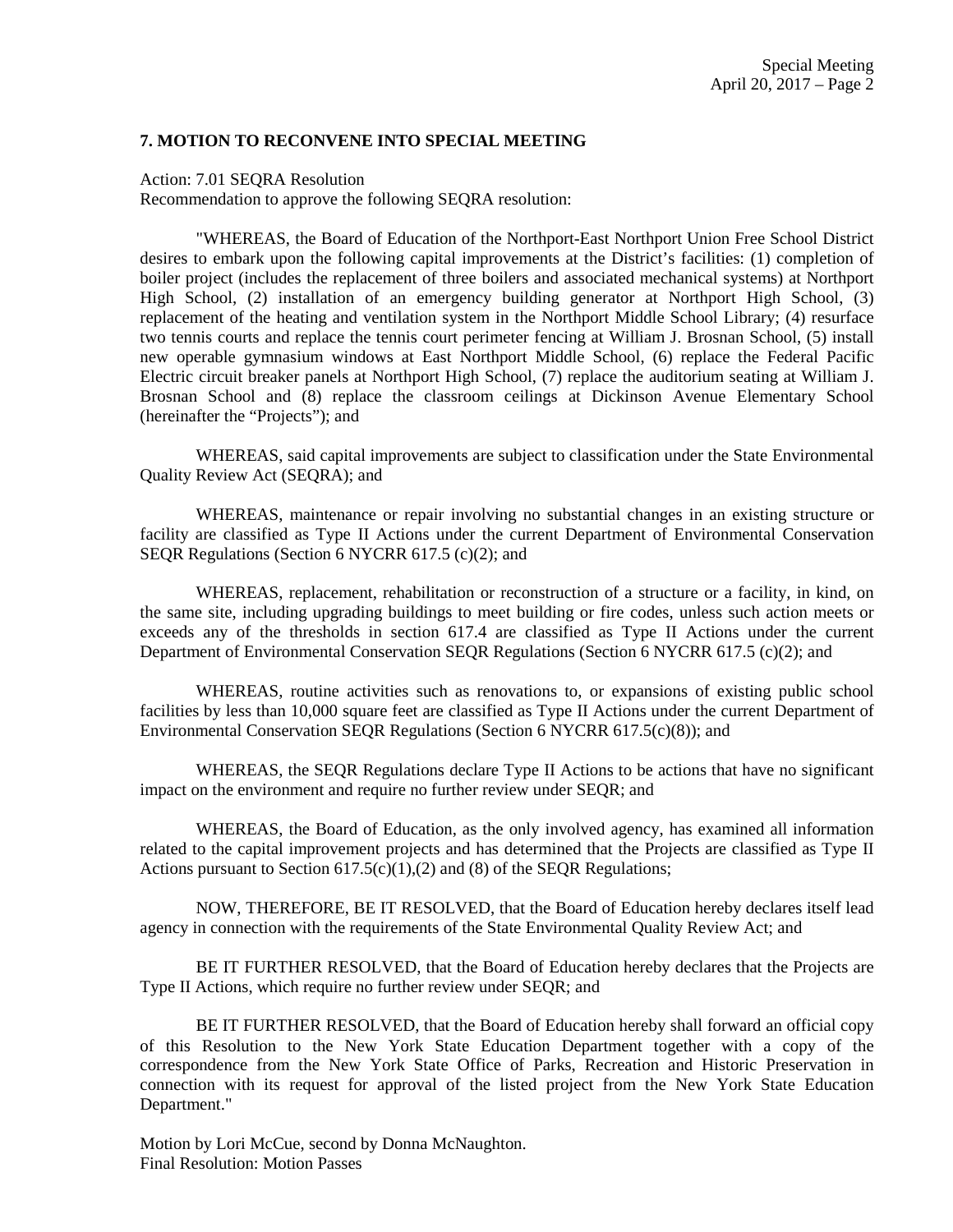### 7. MOTION TO RECONVENE INTO SPECIAL MEETING

Action: 7.01 SEQRA Resolution
Recommendation to approve the following SEQRA resolution:

"WHEREAS, the Board of Education of the Northport-East Northport Union Free School District desires to embark upon the following capital improvements at the District's facilities: (1) completion of boiler project (includes the replacement of three boilers and associated mechanical systems) at Northport High School, (2) installation of an emergency building generator at Northport High School, (3) replacement of the heating and ventilation system in the Northport Middle School Library; (4) resurface two tennis courts and replace the tennis court perimeter fencing at William J. Brosnan School, (5) install new operable gymnasium windows at East Northport Middle School, (6) replace the Federal Pacific Electric circuit breaker panels at Northport High School, (7) replace the auditorium seating at William J. Brosnan School and (8) replace the classroom ceilings at Dickinson Avenue Elementary School (hereinafter the "Projects"); and

WHEREAS, said capital improvements are subject to classification under the State Environmental Quality Review Act (SEQRA); and

WHEREAS, maintenance or repair involving no substantial changes in an existing structure or facility are classified as Type II Actions under the current Department of Environmental Conservation SEQR Regulations (Section 6 NYCRR 617.5 (c)(2); and

WHEREAS, replacement, rehabilitation or reconstruction of a structure or a facility, in kind, on the same site, including upgrading buildings to meet building or fire codes, unless such action meets or exceeds any of the thresholds in section 617.4 are classified as Type II Actions under the current Department of Environmental Conservation SEQR Regulations (Section 6 NYCRR 617.5 (c)(2); and

WHEREAS, routine activities such as renovations to, or expansions of existing public school facilities by less than 10,000 square feet are classified as Type II Actions under the current Department of Environmental Conservation SEQR Regulations (Section 6 NYCRR 617.5(c)(8)); and

WHEREAS, the SEQR Regulations declare Type II Actions to be actions that have no significant impact on the environment and require no further review under SEQR; and

WHEREAS, the Board of Education, as the only involved agency, has examined all information related to the capital improvement projects and has determined that the Projects are classified as Type II Actions pursuant to Section 617.5(c)(1),(2) and (8) of the SEQR Regulations;

NOW, THEREFORE, BE IT RESOLVED, that the Board of Education hereby declares itself lead agency in connection with the requirements of the State Environmental Quality Review Act; and

BE IT FURTHER RESOLVED, that the Board of Education hereby declares that the Projects are Type II Actions, which require no further review under SEQR; and

BE IT FURTHER RESOLVED, that the Board of Education hereby shall forward an official copy of this Resolution to the New York State Education Department together with a copy of the correspondence from the New York State Office of Parks, Recreation and Historic Preservation in connection with its request for approval of the listed project from the New York State Education Department."

Motion by Lori McCue, second by Donna McNaughton.
Final Resolution: Motion Passes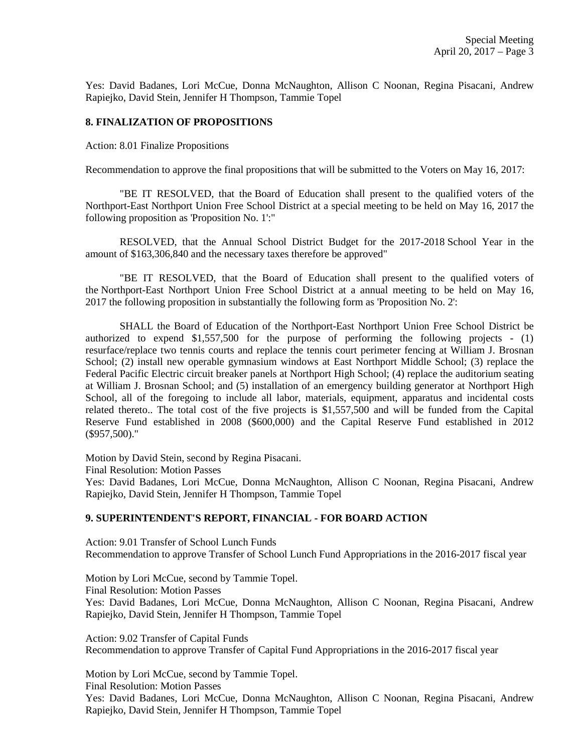Yes: David Badanes, Lori McCue, Donna McNaughton, Allison C Noonan, Regina Pisacani, Andrew Rapiejko, David Stein, Jennifer H Thompson, Tammie Topel

**8. FINALIZATION OF PROPOSITIONS**

Action: 8.01 Finalize Propositions

Recommendation to approve the final propositions that will be submitted to the Voters on May 16, 2017:

"BE IT RESOLVED, that the Board of Education shall present to the qualified voters of the Northport-East Northport Union Free School District at a special meeting to be held on May 16, 2017 the following proposition as 'Proposition No. 1':"

RESOLVED, that the Annual School District Budget for the 2017-2018 School Year in the amount of $163,306,840 and the necessary taxes therefore be approved"

"BE IT RESOLVED, that the Board of Education shall present to the qualified voters of the Northport-East Northport Union Free School District at a annual meeting to be held on May 16, 2017 the following proposition in substantially the following form as 'Proposition No. 2':

SHALL the Board of Education of the Northport-East Northport Union Free School District be authorized to expend $1,557,500 for the purpose of performing the following projects - (1) resurface/replace two tennis courts and replace the tennis court perimeter fencing at William J. Brosnan School; (2) install new operable gymnasium windows at East Northport Middle School; (3) replace the Federal Pacific Electric circuit breaker panels at Northport High School; (4) replace the auditorium seating at William J. Brosnan School; and (5) installation of an emergency building generator at Northport High School, all of the foregoing to include all labor, materials, equipment, apparatus and incidental costs related thereto.. The total cost of the five projects is $1,557,500 and will be funded from the Capital Reserve Fund established in 2008 ($600,000) and the Capital Reserve Fund established in 2012 ($957,500)."

Motion by David Stein, second by Regina Pisacani.
Final Resolution: Motion Passes
Yes: David Badanes, Lori McCue, Donna McNaughton, Allison C Noonan, Regina Pisacani, Andrew Rapiejko, David Stein, Jennifer H Thompson, Tammie Topel

**9. SUPERINTENDENT'S REPORT, FINANCIAL - FOR BOARD ACTION**

Action: 9.01 Transfer of School Lunch Funds
Recommendation to approve Transfer of School Lunch Fund Appropriations in the 2016-2017 fiscal year

Motion by Lori McCue, second by Tammie Topel.
Final Resolution: Motion Passes
Yes: David Badanes, Lori McCue, Donna McNaughton, Allison C Noonan, Regina Pisacani, Andrew Rapiejko, David Stein, Jennifer H Thompson, Tammie Topel

Action: 9.02 Transfer of Capital Funds
Recommendation to approve Transfer of Capital Fund Appropriations in the 2016-2017 fiscal year

Motion by Lori McCue, second by Tammie Topel.
Final Resolution: Motion Passes
Yes: David Badanes, Lori McCue, Donna McNaughton, Allison C Noonan, Regina Pisacani, Andrew Rapiejko, David Stein, Jennifer H Thompson, Tammie Topel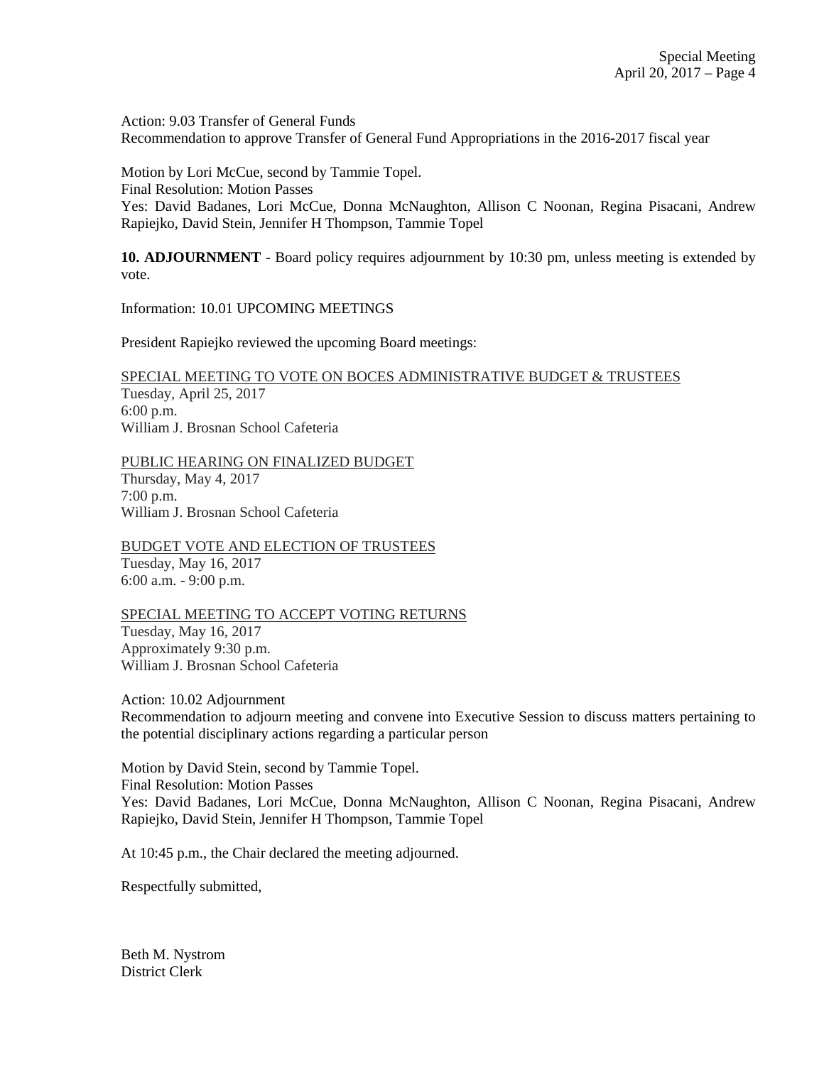Action: 9.03 Transfer of General Funds
Recommendation to approve Transfer of General Fund Appropriations in the 2016-2017 fiscal year

Motion by Lori McCue, second by Tammie Topel.
Final Resolution: Motion Passes
Yes: David Badanes, Lori McCue, Donna McNaughton, Allison C Noonan, Regina Pisacani, Andrew Rapiejko, David Stein, Jennifer H Thompson, Tammie Topel

**10. ADJOURNMENT** - Board policy requires adjournment by 10:30 pm, unless meeting is extended by vote.

Information: 10.01 UPCOMING MEETINGS

President Rapiejko reviewed the upcoming Board meetings:

<u>SPECIAL MEETING TO VOTE ON BOCES ADMINISTRATIVE BUDGET & TRUSTEES</u>
Tuesday, April 25, 2017
6:00 p.m.
William J. Brosnan School Cafeteria

<u>PUBLIC HEARING ON FINALIZED BUDGET</u>
Thursday, May 4, 2017
7:00 p.m.
William J. Brosnan School Cafeteria

<u>BUDGET VOTE AND ELECTION OF TRUSTEES</u>
Tuesday, May 16, 2017
6:00 a.m. - 9:00 p.m.

<u>SPECIAL MEETING TO ACCEPT VOTING RETURNS</u>
Tuesday, May 16, 2017
Approximately 9:30 p.m.
William J. Brosnan School Cafeteria

Action: 10.02 Adjournment
Recommendation to adjourn meeting and convene into Executive Session to discuss matters pertaining to the potential disciplinary actions regarding a particular person

Motion by David Stein, second by Tammie Topel.
Final Resolution: Motion Passes
Yes: David Badanes, Lori McCue, Donna McNaughton, Allison C Noonan, Regina Pisacani, Andrew Rapiejko, David Stein, Jennifer H Thompson, Tammie Topel

At 10:45 p.m., the Chair declared the meeting adjourned.

Respectfully submitted,

Beth M. Nystrom
District Clerk